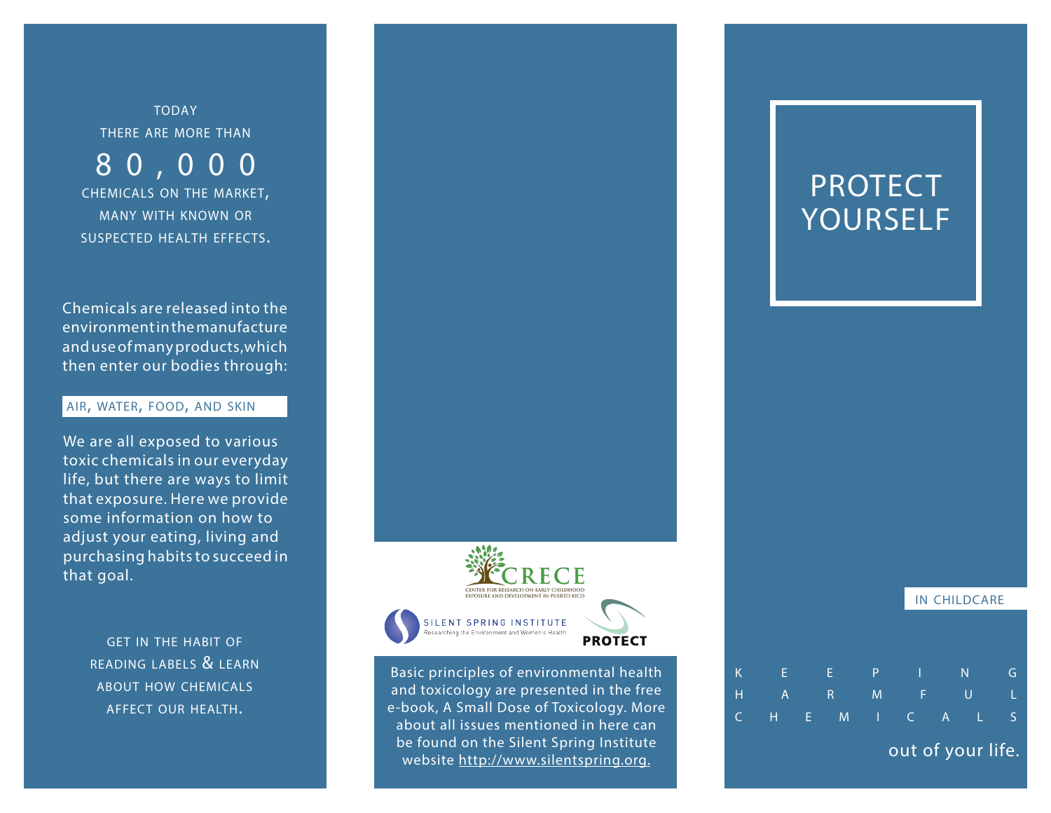TODAY
THERE ARE MORE THAN

# 80,000

CHEMICALS ON THE MARKET, MANY WITH KNOWN OR SUSPECTED HEALTH EFFECTS.

Chemicals are released into the environment in the manufacture and use of many products, which then enter our bodies through:

**AIR, WATER, FOOD, AND SKIN**

We are all exposed to various toxic chemicals in our everyday life, but there are ways to limit that exposure. Here we provide some information on how to adjust your eating, living and purchasing habits to succeed in that goal.

GET IN THE HABIT OF READING LABELS & LEARN ABOUT HOW CHEMICALS AFFECT OUR HEALTH.

CRECE
CENTER FOR RESEARCH ON EARLY CHILDHOOD EXPOSURE AND DEVELOPMENT IN PUERTO RICO

SILENT SPRING INSTITUTE
Researching the Environment and Women's Health

PROTECT

Basic principles of environmental health and toxicology are presented in the free e-book, A Small Dose of Toxicology. More about all issues mentioned in here can be found on the Silent Spring Institute website http://www.silentspring.org.

# PROTECT YOURSELF

IN CHILDCARE

KEEPING HARMFUL CHEMICALS out of your life.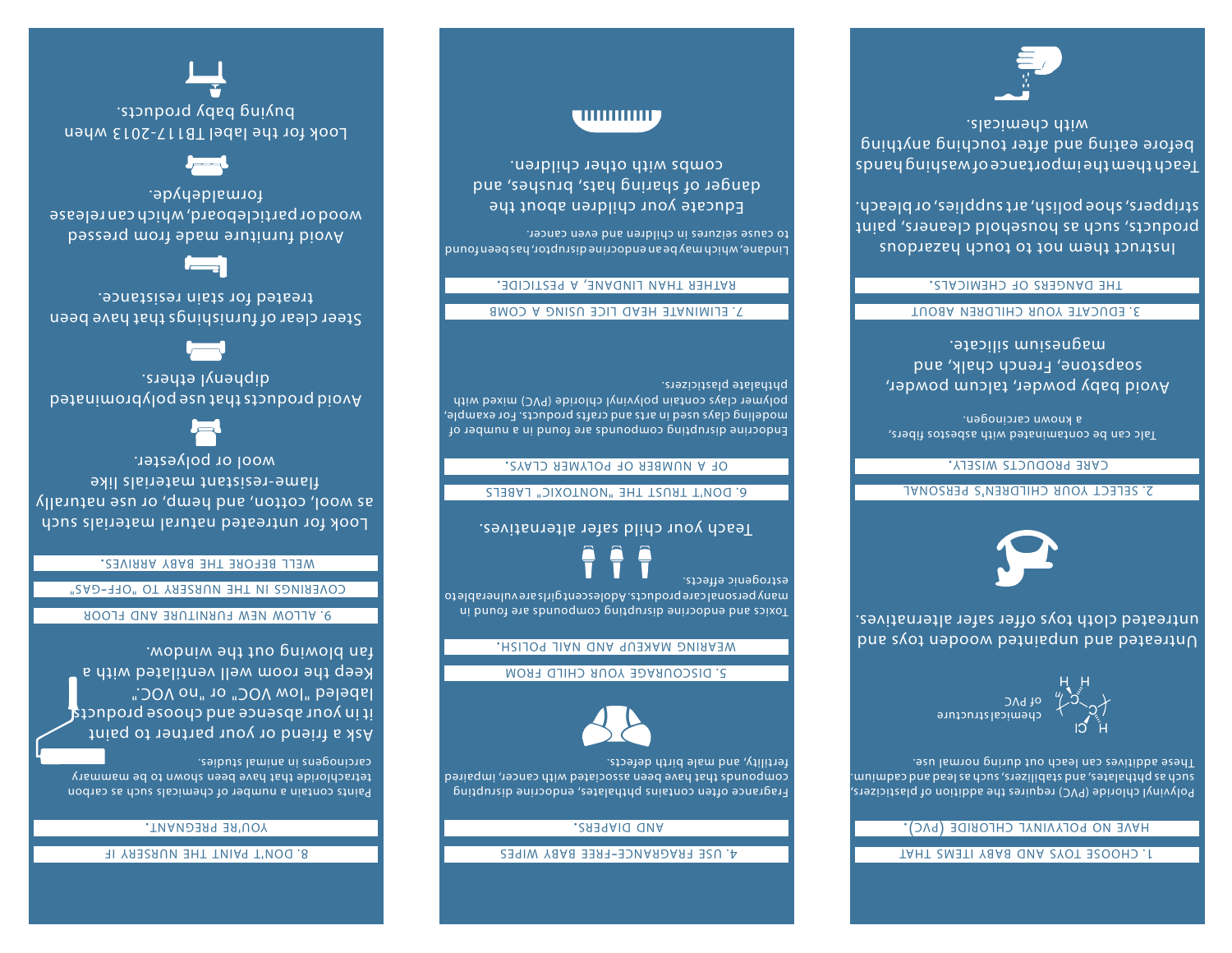## 1. CHOOSE TOYS AND BABY ITEMS THAT HAVE NO POLYVINYL CHLORIDE (PVC).

Polyvinyl chloride (PVC) requires the addition of plasticizers, such as phthalates, and stabilizers, such as lead and cadmium. These additives can leach out during normal use.

chemical structure of PVC

Untreated and unpainted wooden toys and untreated cloth toys offer safer alternatives.

## 2. SELECT YOUR CHILDREN'S PERSONAL CARE PRODUCTS WISELY.

Talc can be contaminated with asbestos fibers, a known carcinogen.

Avoid baby powder, talcum powder, soapstone, French chalk, and magnesium silicate.

## 3. EDUCATE YOUR CHILDREN ABOUT THE DANGERS OF CHEMICALS.

Instruct them not to touch hazardous products, such as household cleaners, paint strippers, shoe polish, art supplies, or bleach.

Teach them the importance of washing hands before eating and after touching anything with chemicals.

## 4. USE FRAGRANCE-FREE BABY WIPES AND DIAPERS.

Fragrance often contains phthalates, endocrine disrupting compounds that have been associated with cancer, impaired fertility, and male birth defects.

## 5. DISCOURAGE YOUR CHILD FROM WEARING MAKEUP AND NAIL POLISH.

Toxics and endocrine disrupting compounds are found in many personal care products. Adolescent girls are vulnerable to estrogenic effects.

Teach your child safer alternatives.

## 6. DON'T TRUST THE "NONTOXIC" LABELS OF A NUMBER OF POLYMER CLAYS.

Endocrine disrupting compounds are found in a number of modeling clays used in arts and crafts products. For example, polymer clays contain polyvinyl chloride (PVC) mixed with phthalate plasticizers.

## 7. ELIMINATE HEAD LICE USING A COMB RATHER THAN LINDANE, A PESTICIDE.

Lindane, which may be an endocrine disruptor, has been found to cause seizures in children and even cancer.

Educate your children about the danger of sharing hats, brushes, and combs with other children.

## 8. DON'T PAINT THE NURSERY IF YOU'RE PREGNANT.

Paints contain a number of chemicals such as carbon tetrachloride that have been shown to be mammary carcinogens in animal studies.

Ask a friend or your partner to paint it in your absence and choose products labeled "low VOC" or "no VOC."

Keep the room well ventilated with a fan blowing out the window.

## 9. ALLOW NEW FURNITURE AND FLOOR COVERINGS IN THE NURSERY TO "OFF-GAS" WELL BEFORE THE BABY ARRIVES.

Look for untreated natural materials such as wool, cotton, and hemp, or use naturally flame-resistant materials like wool or polyester.

Avoid products that use polybrominated diphenyl ethers.

Steer clear of furnishings that have been treated for stain resistance.

Avoid furniture made from pressed wood or particleboard, which can release formaldehyde.

Look for the label TB117-2013 when buying baby products.